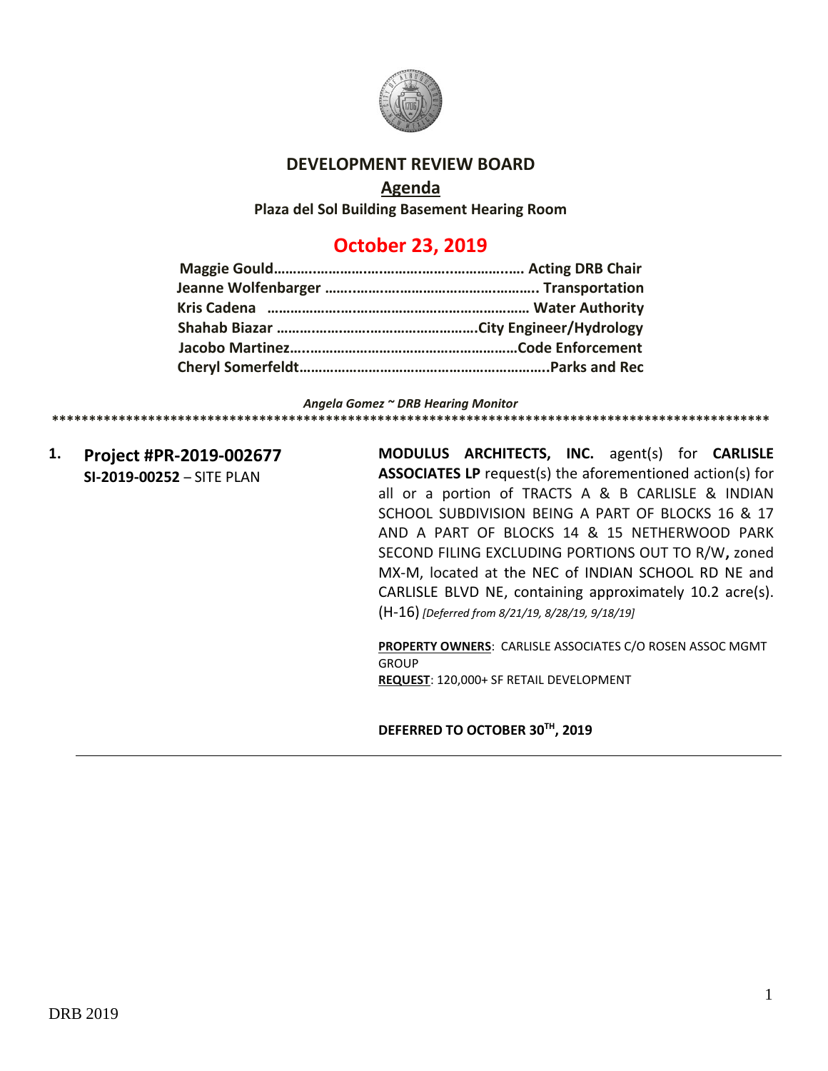# DEVELOPMENT REVIEW BOARD

## Agenda

**Plaza del Sol Building Basement Hearing Room**

## October 23, 2019

**Maggie Gould……………………………………………………….…. Acting DRB Chair**
**Jeanne Wolfenbarger ……..…………………………………………. Transportation**
**Kris Cadena ………………..…………………………………………… Water Authority**
**Shahab Biazar ……………………………………………….City Engineer/Hydrology**
**Jacobo Martinez….…………………………………………………Code Enforcement**
**Cheryl Somerfeldt………………………………………………………..Parks and Rec**

***Angela Gomez ~ DRB Hearing Monitor***

**************************************************************************************************

**1. Project #PR-2019-002677**
**SI-2019-00252** – SITE PLAN

**MODULUS ARCHITECTS, INC.** agent(s) for **CARLISLE ASSOCIATES LP** request(s) the aforementioned action(s) for all or a portion of TRACTS A & B CARLISLE & INDIAN SCHOOL SUBDIVISION BEING A PART OF BLOCKS 16 & 17 AND A PART OF BLOCKS 14 & 15 NETHERWOOD PARK SECOND FILING EXCLUDING PORTIONS OUT TO R/W**,** zoned MX-M, located at the NEC of INDIAN SCHOOL RD NE and CARLISLE BLVD NE, containing approximately 10.2 acre(s). (H-16) *[Deferred from 8/21/19, 8/28/19, 9/18/19]*

**PROPERTY OWNERS**: CARLISLE ASSOCIATES C/O ROSEN ASSOC MGMT GROUP
**REQUEST**: 120,000+ SF RETAIL DEVELOPMENT

**DEFERRED TO OCTOBER 30TH, 2019**

---

DRB 2019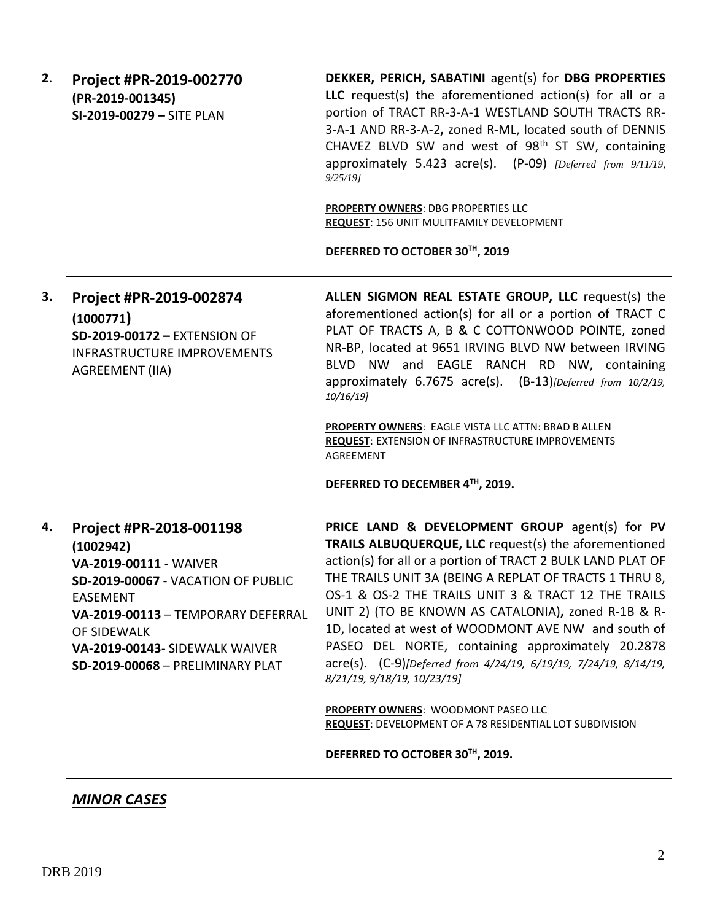**2.** **Project #PR-2019-002770**
**(PR-2019-001345)**
**SI-2019-00279 –** SITE PLAN

**DEKKER, PERICH, SABATINI** agent(s) for **DBG PROPERTIES LLC** request(s) the aforementioned action(s) for all or a portion of TRACT RR-3-A-1 WESTLAND SOUTH TRACTS RR-3-A-1 AND RR-3-A-2**,** zoned R-ML, located south of DENNIS CHAVEZ BLVD SW and west of 98th ST SW, containing approximately 5.423 acre(s). (P-09) *[Deferred from 9/11/19, 9/25/19]*

**PROPERTY OWNERS**: DBG PROPERTIES LLC
**REQUEST**: 156 UNIT MULITFAMILY DEVELOPMENT

**DEFERRED TO OCTOBER 30TH, 2019**

---

**3.** **Project #PR-2019-002874**
**(1000771)**
**SD-2019-00172 –** EXTENSION OF INFRASTRUCTURE IMPROVEMENTS AGREEMENT (IIA)

**ALLEN SIGMON REAL ESTATE GROUP, LLC** request(s) the aforementioned action(s) for all or a portion of TRACT C PLAT OF TRACTS A, B & C COTTONWOOD POINTE, zoned NR-BP, located at 9651 IRVING BLVD NW between IRVING BLVD NW and EAGLE RANCH RD NW, containing approximately 6.7675 acre(s). (B-13)*[Deferred from 10/2/19, 10/16/19]*

**PROPERTY OWNERS**: EAGLE VISTA LLC ATTN: BRAD B ALLEN
**REQUEST**: EXTENSION OF INFRASTRUCTURE IMPROVEMENTS AGREEMENT

**DEFERRED TO DECEMBER 4TH, 2019.**

---

**4.** **Project #PR-2018-001198**
**(1002942)**
**VA-2019-00111** - WAIVER
**SD-2019-00067** - VACATION OF PUBLIC EASEMENT
**VA-2019-00113** – TEMPORARY DEFERRAL OF SIDEWALK
**VA-2019-00143**- SIDEWALK WAIVER
**SD-2019-00068** – PRELIMINARY PLAT

**PRICE LAND & DEVELOPMENT GROUP** agent(s) for **PV TRAILS ALBUQUERQUE, LLC** request(s) the aforementioned action(s) for all or a portion of TRACT 2 BULK LAND PLAT OF THE TRAILS UNIT 3A (BEING A REPLAT OF TRACTS 1 THRU 8, OS-1 & OS-2 THE TRAILS UNIT 3 & TRACT 12 THE TRAILS UNIT 2) (TO BE KNOWN AS CATALONIA)**,** zoned R-1B & R-1D, located at west of WOODMONT AVE NW and south of PASEO DEL NORTE, containing approximately 20.2878 acre(s). (C-9)*[Deferred from 4/24/19, 6/19/19, 7/24/19, 8/14/19, 8/21/19, 9/18/19, 10/23/19]*

**PROPERTY OWNERS**: WOODMONT PASEO LLC
**REQUEST**: DEVELOPMENT OF A 78 RESIDENTIAL LOT SUBDIVISION

**DEFERRED TO OCTOBER 30TH, 2019.**

---

## ***MINOR CASES***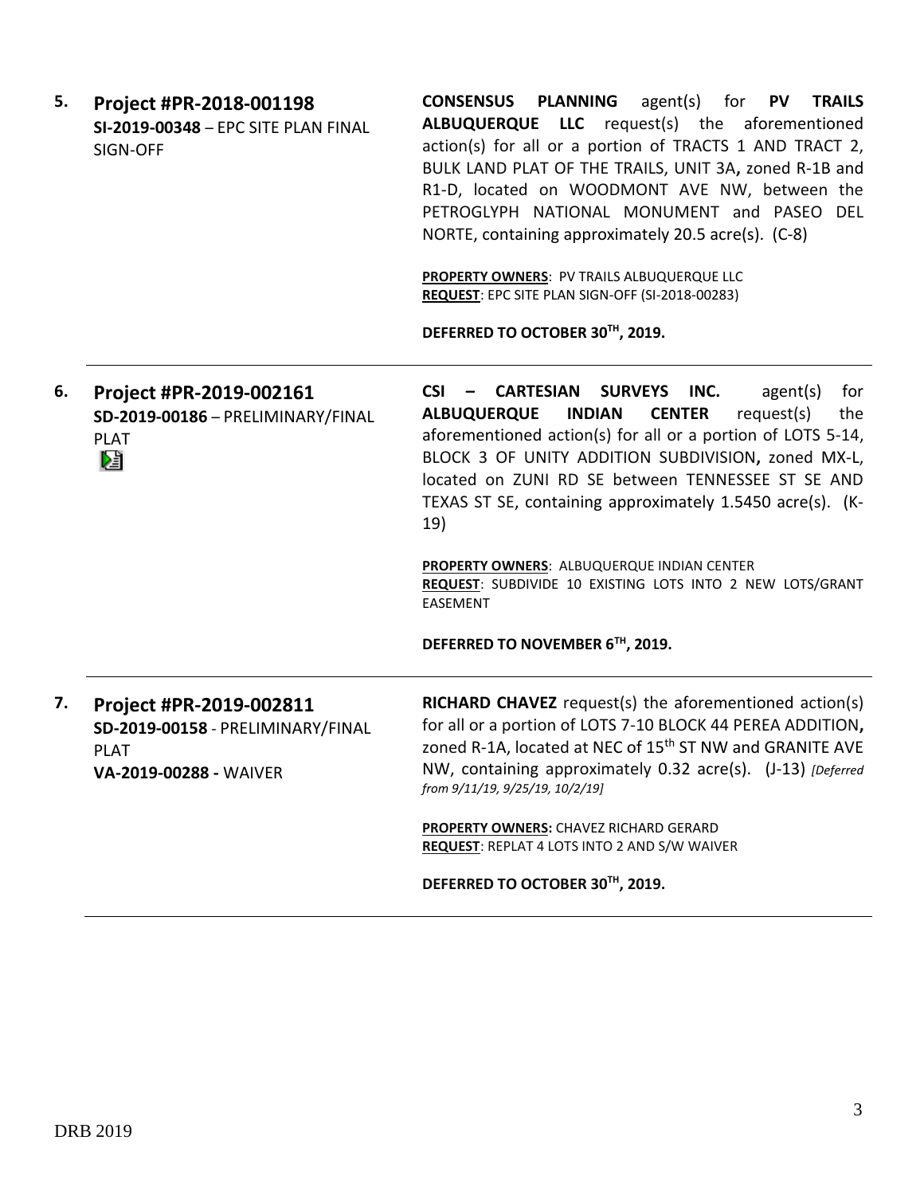5. **Project #PR-2018-001198**
**SI-2019-00348** – EPC SITE PLAN FINAL SIGN-OFF

**CONSENSUS PLANNING** agent(s) for **PV TRAILS ALBUQUERQUE LLC** request(s) the aforementioned action(s) for all or a portion of TRACTS 1 AND TRACT 2, BULK LAND PLAT OF THE TRAILS, UNIT 3A**,** zoned R-1B and R1-D, located on WOODMONT AVE NW, between the PETROGLYPH NATIONAL MONUMENT and PASEO DEL NORTE, containing approximately 20.5 acre(s). (C-8)

**PROPERTY OWNERS**: PV TRAILS ALBUQUERQUE LLC
**REQUEST**: EPC SITE PLAN SIGN-OFF (SI-2018-00283)

**DEFERRED TO OCTOBER 30TH, 2019.**

---

6. **Project #PR-2019-002161**
**SD-2019-00186** – PRELIMINARY/FINAL PLAT

**CSI – CARTESIAN SURVEYS INC.** agent(s) for **ALBUQUERQUE INDIAN CENTER** request(s) the aforementioned action(s) for all or a portion of LOTS 5-14, BLOCK 3 OF UNITY ADDITION SUBDIVISION**,** zoned MX-L, located on ZUNI RD SE between TENNESSEE ST SE AND TEXAS ST SE, containing approximately 1.5450 acre(s). (K-19)

**PROPERTY OWNERS**: ALBUQUERQUE INDIAN CENTER
**REQUEST**: SUBDIVIDE 10 EXISTING LOTS INTO 2 NEW LOTS/GRANT EASEMENT

**DEFERRED TO NOVEMBER 6TH, 2019.**

---

7. **Project #PR-2019-002811**
**SD-2019-00158** - PRELIMINARY/FINAL PLAT
**VA-2019-00288 -** WAIVER

**RICHARD CHAVEZ** request(s) the aforementioned action(s) for all or a portion of LOTS 7-10 BLOCK 44 PEREA ADDITION**,** zoned R-1A, located at NEC of 15th ST NW and GRANITE AVE NW, containing approximately 0.32 acre(s). (J-13) *[Deferred from 9/11/19, 9/25/19, 10/2/19]*

**PROPERTY OWNERS:** CHAVEZ RICHARD GERARD
**REQUEST**: REPLAT 4 LOTS INTO 2 AND S/W WAIVER

**DEFERRED TO OCTOBER 30TH, 2019.**

---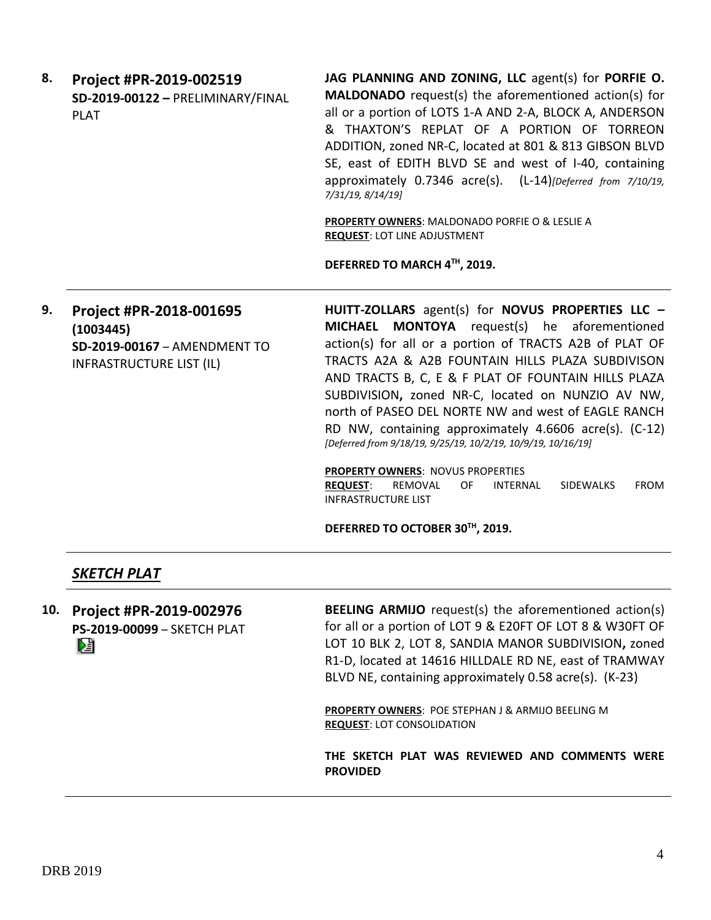**8. Project #PR-2019-002519**
**SD-2019-00122 –** PRELIMINARY/FINAL PLAT

**JAG PLANNING AND ZONING, LLC** agent(s) for **PORFIE O. MALDONADO** request(s) the aforementioned action(s) for all or a portion of LOTS 1-A AND 2-A, BLOCK A, ANDERSON & THAXTON'S REPLAT OF A PORTION OF TORREON ADDITION, zoned NR-C, located at 801 & 813 GIBSON BLVD SE, east of EDITH BLVD SE and west of I-40, containing approximately 0.7346 acre(s). (L-14)*[Deferred from 7/10/19, 7/31/19, 8/14/19]*

**PROPERTY OWNERS**: MALDONADO PORFIE O & LESLIE A
**REQUEST**: LOT LINE ADJUSTMENT

**DEFERRED TO MARCH 4TH, 2019.**

---

**9. Project #PR-2018-001695 (1003445)**
**SD-2019-00167** – AMENDMENT TO INFRASTRUCTURE LIST (IL)

**HUITT-ZOLLARS** agent(s) for **NOVUS PROPERTIES LLC – MICHAEL MONTOYA** request(s) he aforementioned action(s) for all or a portion of TRACTS A2B of PLAT OF TRACTS A2A & A2B FOUNTAIN HILLS PLAZA SUBDIVISON AND TRACTS B, C, E & F PLAT OF FOUNTAIN HILLS PLAZA SUBDIVISION**,** zoned NR-C, located on NUNZIO AV NW, north of PASEO DEL NORTE NW and west of EAGLE RANCH RD NW, containing approximately 4.6606 acre(s). (C-12) *[Deferred from 9/18/19, 9/25/19, 10/2/19, 10/9/19, 10/16/19]*

**PROPERTY OWNERS**: NOVUS PROPERTIES
**REQUEST**: REMOVAL OF INTERNAL SIDEWALKS FROM INFRASTRUCTURE LIST

**DEFERRED TO OCTOBER 30TH, 2019.**

---

## ***SKETCH PLAT***

---

**10. Project #PR-2019-002976**
**PS-2019-00099** – SKETCH PLAT

**BEELING ARMIJO** request(s) the aforementioned action(s) for all or a portion of LOT 9 & E20FT OF LOT 8 & W30FT OF LOT 10 BLK 2, LOT 8, SANDIA MANOR SUBDIVISION**,** zoned R1-D, located at 14616 HILLDALE RD NE, east of TRAMWAY BLVD NE, containing approximately 0.58 acre(s). (K-23)

**PROPERTY OWNERS**: POE STEPHAN J & ARMIJO BEELING M
**REQUEST**: LOT CONSOLIDATION

**THE SKETCH PLAT WAS REVIEWED AND COMMENTS WERE PROVIDED**

---

DRB 2019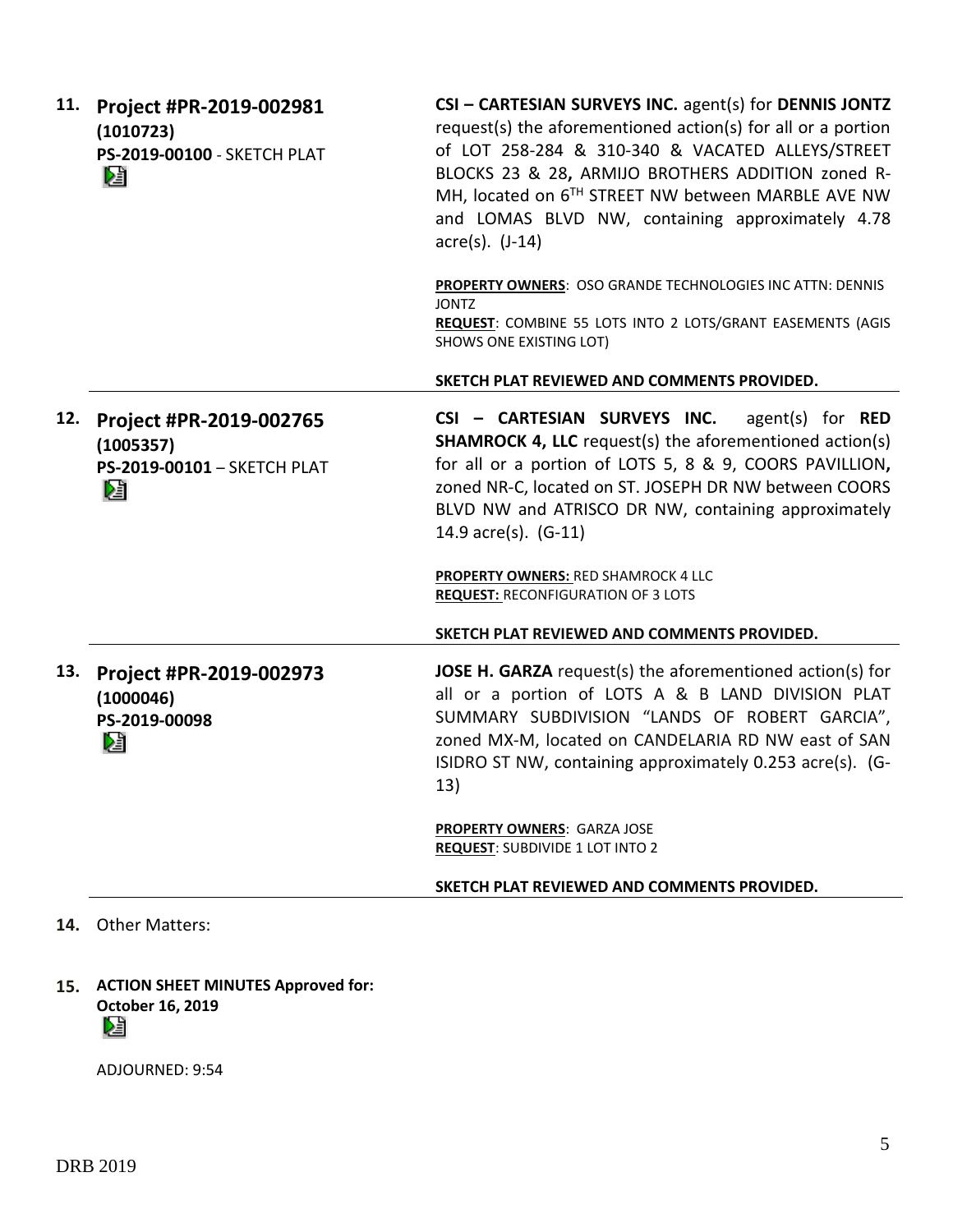**11. Project #PR-2019-002981**
**(1010723)**
**PS-2019-00100** - SKETCH PLAT

**CSI – CARTESIAN SURVEYS INC.** agent(s) for **DENNIS JONTZ** request(s) the aforementioned action(s) for all or a portion of LOT 258-284 & 310-340 & VACATED ALLEYS/STREET BLOCKS 23 & 28**,** ARMIJO BROTHERS ADDITION zoned R-MH, located on 6TH STREET NW between MARBLE AVE NW and LOMAS BLVD NW, containing approximately 4.78 acre(s). (J-14)

**PROPERTY OWNERS**: OSO GRANDE TECHNOLOGIES INC ATTN: DENNIS JONTZ
**REQUEST**: COMBINE 55 LOTS INTO 2 LOTS/GRANT EASEMENTS (AGIS SHOWS ONE EXISTING LOT)

**SKETCH PLAT REVIEWED AND COMMENTS PROVIDED.**

---

**12. Project #PR-2019-002765**
**(1005357)**
**PS-2019-00101** – SKETCH PLAT

**CSI – CARTESIAN SURVEYS INC.** agent(s) for **RED SHAMROCK 4, LLC** request(s) the aforementioned action(s) for all or a portion of LOTS 5, 8 & 9, COORS PAVILLION**,** zoned NR-C, located on ST. JOSEPH DR NW between COORS BLVD NW and ATRISCO DR NW, containing approximately 14.9 acre(s). (G-11)

**PROPERTY OWNERS:** RED SHAMROCK 4 LLC
**REQUEST:** RECONFIGURATION OF 3 LOTS

**SKETCH PLAT REVIEWED AND COMMENTS PROVIDED.**

---

**13. Project #PR-2019-002973**
**(1000046)**
**PS-2019-00098**

**JOSE H. GARZA** request(s) the aforementioned action(s) for all or a portion of LOTS A & B LAND DIVISION PLAT SUMMARY SUBDIVISION "LANDS OF ROBERT GARCIA", zoned MX-M, located on CANDELARIA RD NW east of SAN ISIDRO ST NW, containing approximately 0.253 acre(s). (G-13)

**PROPERTY OWNERS**: GARZA JOSE
**REQUEST**: SUBDIVIDE 1 LOT INTO 2

**SKETCH PLAT REVIEWED AND COMMENTS PROVIDED.**

---

**14.** Other Matters:

**15. ACTION SHEET MINUTES Approved for:**
**October 16, 2019**

ADJOURNED: 9:54